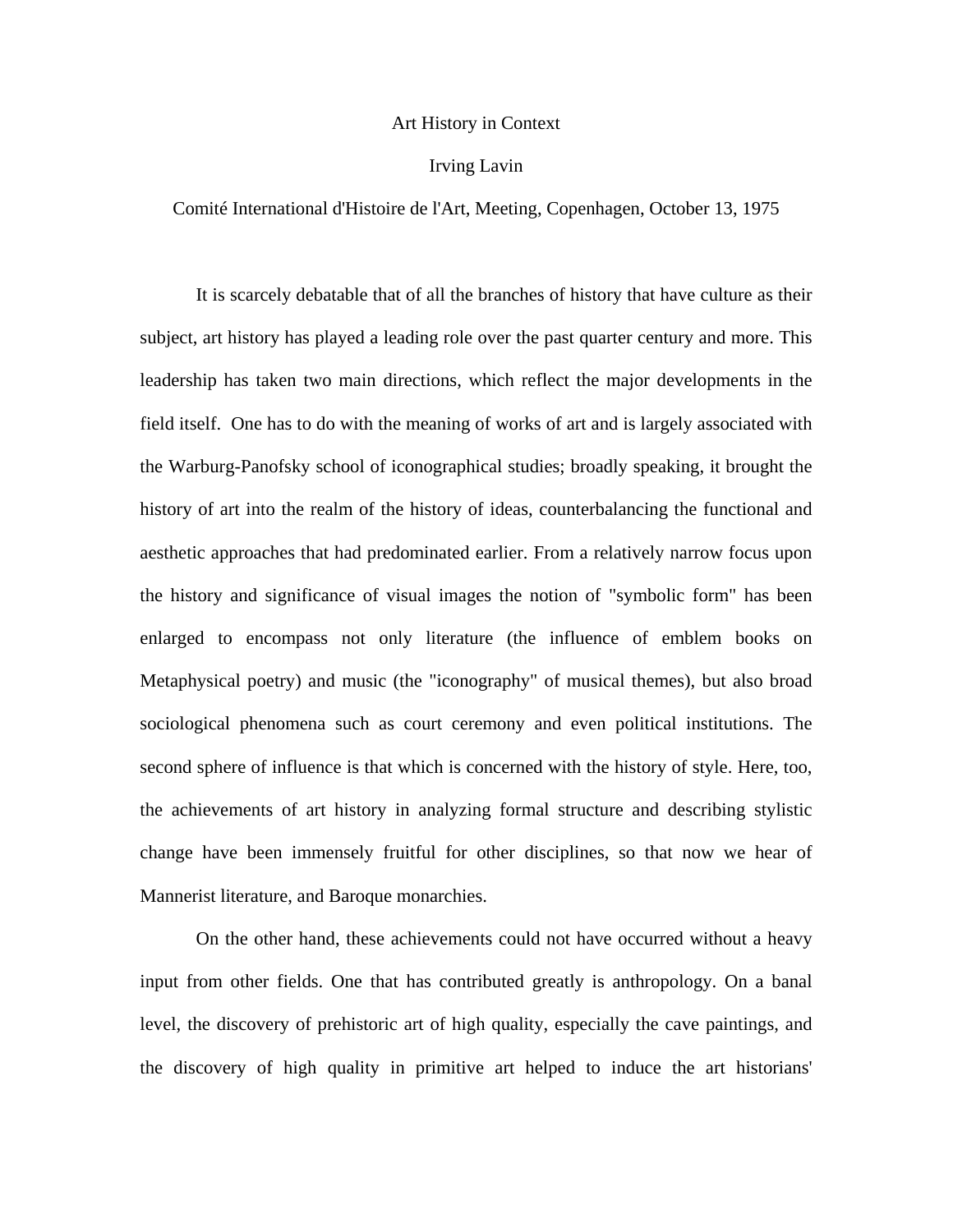# Art History in Context

Irving Lavin

Comité International d'Histoire de l'Art, Meeting, Copenhagen, October 13, 1975

It is scarcely debatable that of all the branches of history that have culture as their subject, art history has played a leading role over the past quarter century and more. This leadership has taken two main directions, which reflect the major developments in the field itself. One has to do with the meaning of works of art and is largely associated with the Warburg-Panofsky school of iconographical studies; broadly speaking, it brought the history of art into the realm of the history of ideas, counterbalancing the functional and aesthetic approaches that had predominated earlier. From a relatively narrow focus upon the history and significance of visual images the notion of "symbolic form" has been enlarged to encompass not only literature (the influence of emblem books on Metaphysical poetry) and music (the "iconography" of musical themes), but also broad sociological phenomena such as court ceremony and even political institutions. The second sphere of influence is that which is concerned with the history of style. Here, too, the achievements of art history in analyzing formal structure and describing stylistic change have been immensely fruitful for other disciplines, so that now we hear of Mannerist literature, and Baroque monarchies.

On the other hand, these achievements could not have occurred without a heavy input from other fields. One that has contributed greatly is anthropology. On a banal level, the discovery of prehistoric art of high quality, especially the cave paintings, and the discovery of high quality in primitive art helped to induce the art historians'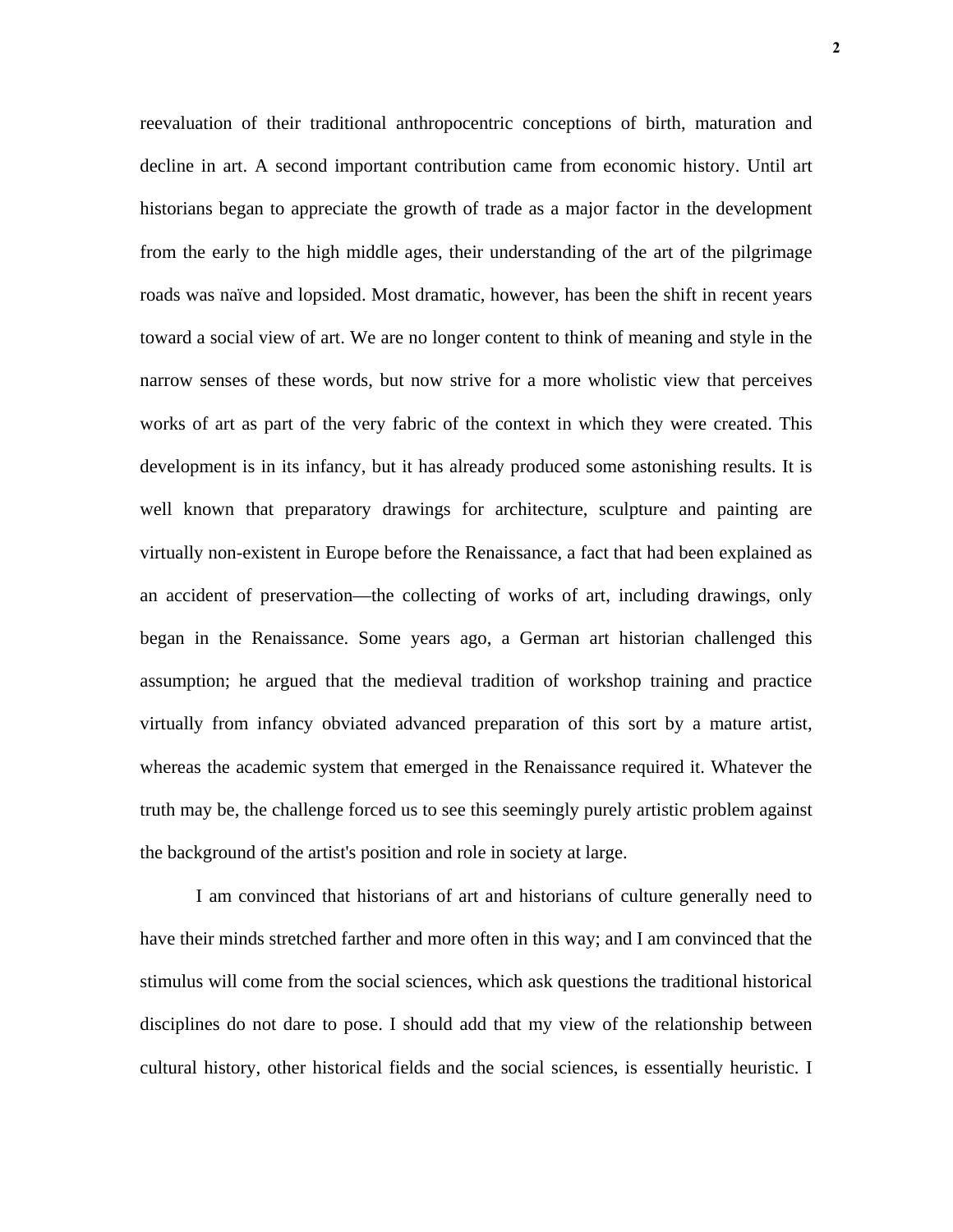reevaluation of their traditional anthropocentric conceptions of birth, maturation and decline in art. A second important contribution came from economic history. Until art historians began to appreciate the growth of trade as a major factor in the development from the early to the high middle ages, their understanding of the art of the pilgrimage roads was naïve and lopsided. Most dramatic, however, has been the shift in recent years toward a social view of art. We are no longer content to think of meaning and style in the narrow senses of these words, but now strive for a more wholistic view that perceives works of art as part of the very fabric of the context in which they were created. This development is in its infancy, but it has already produced some astonishing results. It is well known that preparatory drawings for architecture, sculpture and painting are virtually non-existent in Europe before the Renaissance, a fact that had been explained as an accident of preservation—the collecting of works of art, including drawings, only began in the Renaissance. Some years ago, a German art historian challenged this assumption; he argued that the medieval tradition of workshop training and practice virtually from infancy obviated advanced preparation of this sort by a mature artist, whereas the academic system that emerged in the Renaissance required it. Whatever the truth may be, the challenge forced us to see this seemingly purely artistic problem against the background of the artist's position and role in society at large.

I am convinced that historians of art and historians of culture generally need to have their minds stretched farther and more often in this way; and I am convinced that the stimulus will come from the social sciences, which ask questions the traditional historical disciplines do not dare to pose. I should add that my view of the relationship between cultural history, other historical fields and the social sciences, is essentially heuristic. I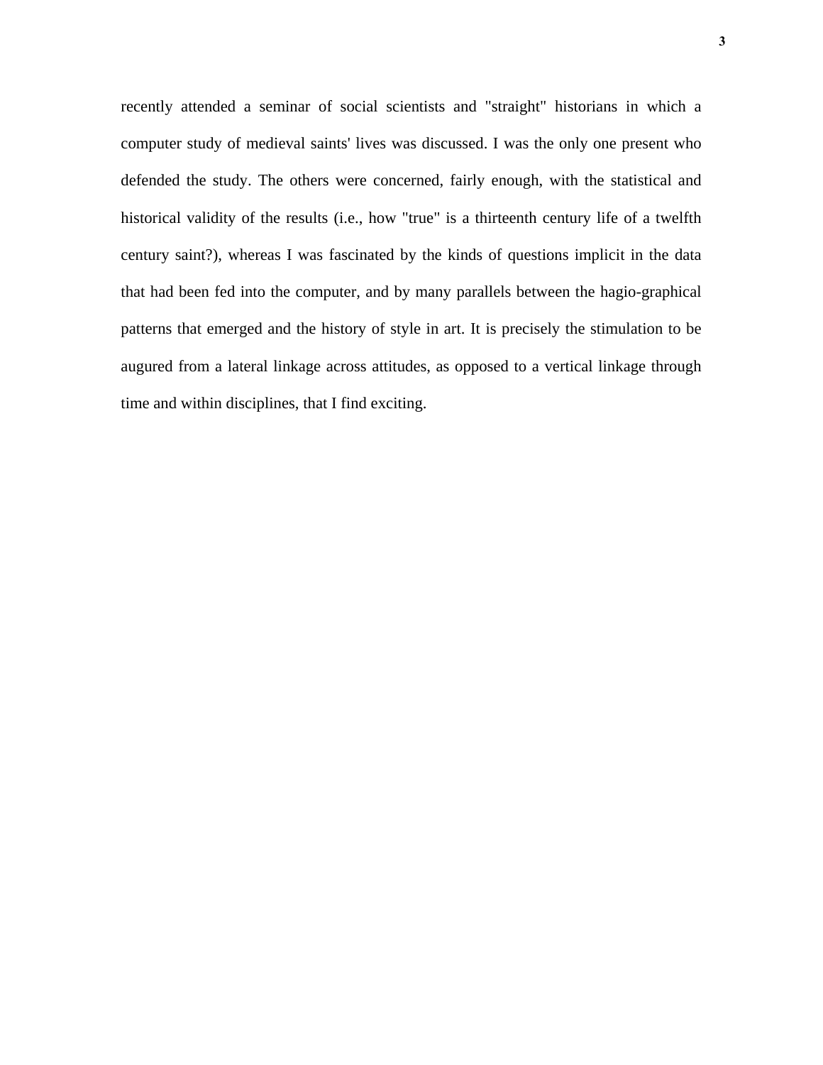recently attended a seminar of social scientists and "straight" historians in which a computer study of medieval saints' lives was discussed. I was the only one present who defended the study. The others were concerned, fairly enough, with the statistical and historical validity of the results (i.e., how "true" is a thirteenth century life of a twelfth century saint?), whereas I was fascinated by the kinds of questions implicit in the data that had been fed into the computer, and by many parallels between the hagio-graphical patterns that emerged and the history of style in art. It is precisely the stimulation to be augured from a lateral linkage across attitudes, as opposed to a vertical linkage through time and within disciplines, that I find exciting.